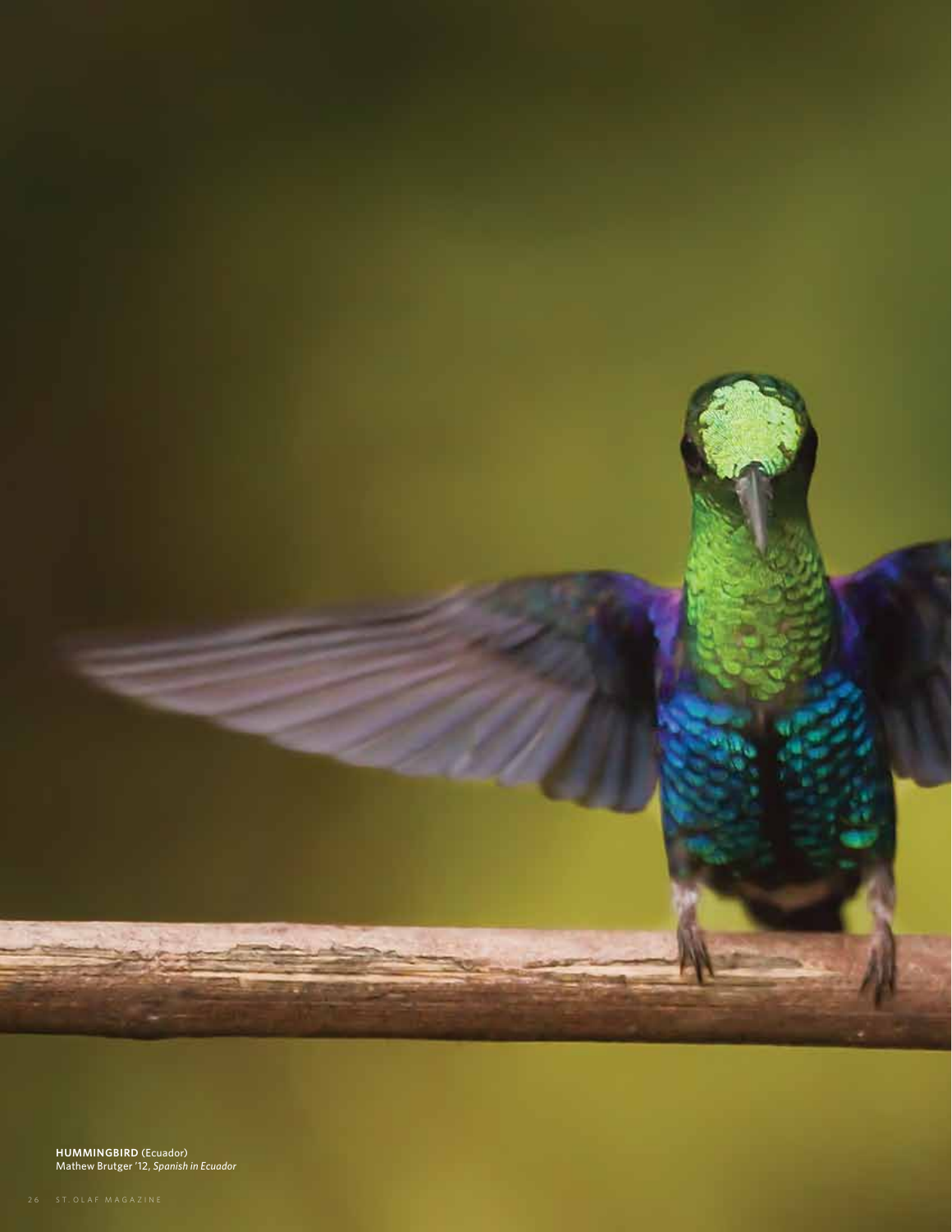**HUMMINGBIRD** (Ecuador)
Mathew Brutger '12, *Spanish in Ecuador*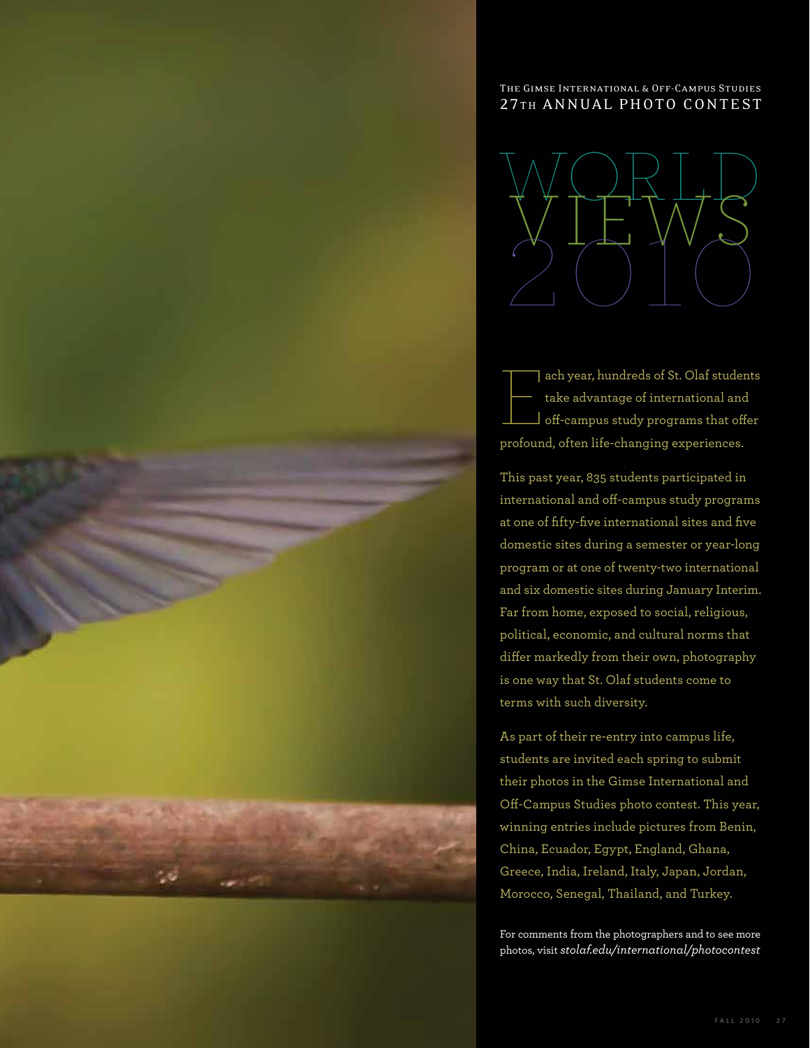The Gimse International & Off-Campus Studies
27th Annual Photo Contest

# World Views 2010

Each year, hundreds of St. Olaf students take advantage of international and off-campus study programs that offer profound, often life-changing experiences.

This past year, 835 students participated in international and off-campus study programs at one of fifty-five international sites and five domestic sites during a semester or year-long program or at one of twenty-two international and six domestic sites during January Interim. Far from home, exposed to social, religious, political, economic, and cultural norms that differ markedly from their own, photography is one way that St. Olaf students come to terms with such diversity.

As part of their re-entry into campus life, students are invited each spring to submit their photos in the Gimse International and Off-Campus Studies photo contest. This year, winning entries include pictures from Benin, China, Ecuador, Egypt, England, Ghana, Greece, India, Ireland, Italy, Japan, Jordan, Morocco, Senegal, Thailand, and Turkey.

For comments from the photographers and to see more photos, visit *stolaf.edu/international/photocontest*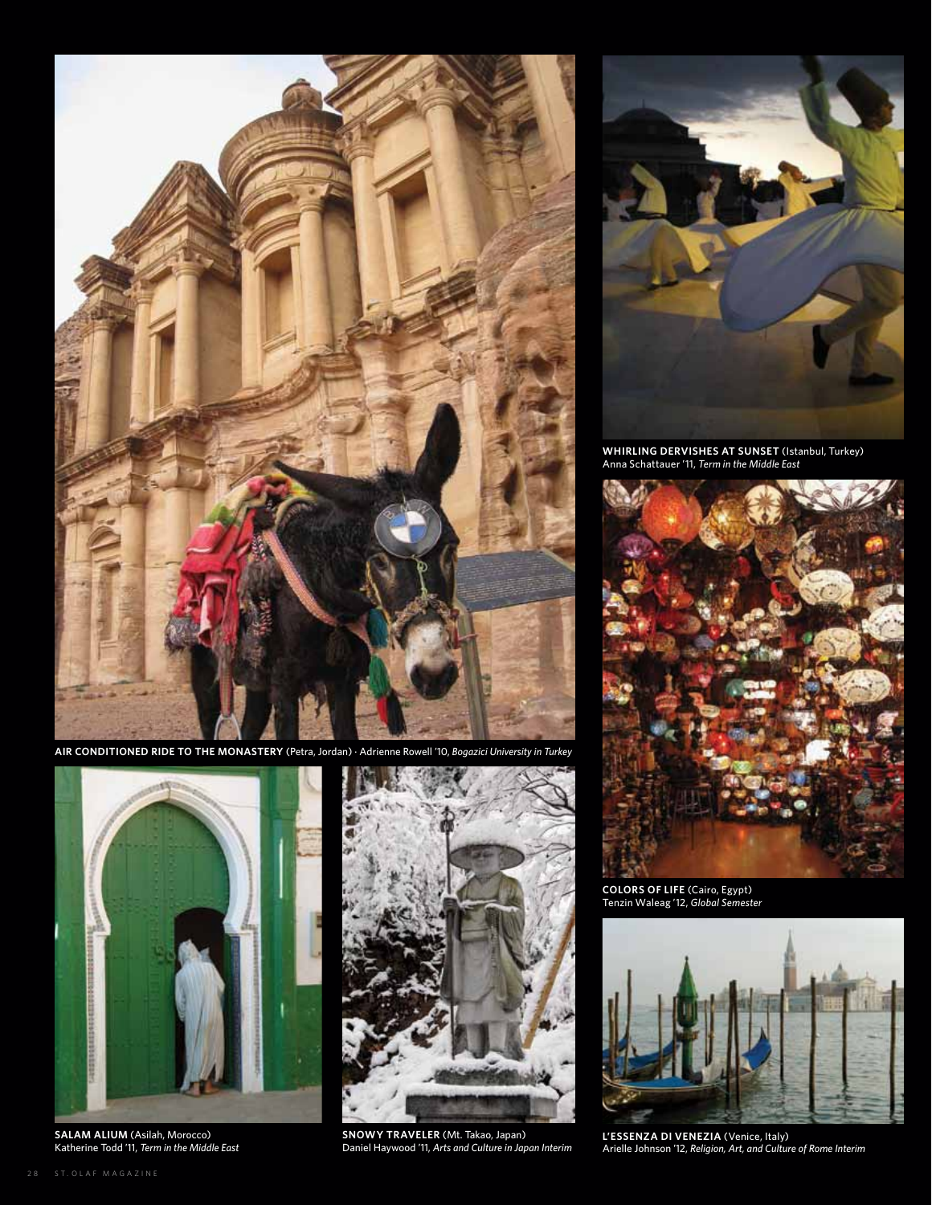**AIR CONDITIONED RIDE TO THE MONASTERY** (Petra, Jordan) · Adrienne Rowell '10, *Bogazici University in Turkey*

**WHIRLING DERVISHES AT SUNSET** (Istanbul, Turkey)
Anna Schattauer '11, *Term in the Middle East*

**COLORS OF LIFE** (Cairo, Egypt)
Tenzin Waleag '12, *Global Semester*

**SALAM ALIUM** (Asilah, Morocco)
Katherine Todd '11, *Term in the Middle East*

**SNOWY TRAVELER** (Mt. Takao, Japan)
Daniel Haywood '11, *Arts and Culture in Japan Interim*

**L'ESSENZA DI VENEZIA** (Venice, Italy)
Arielle Johnson '12, *Religion, Art, and Culture of Rome Interim*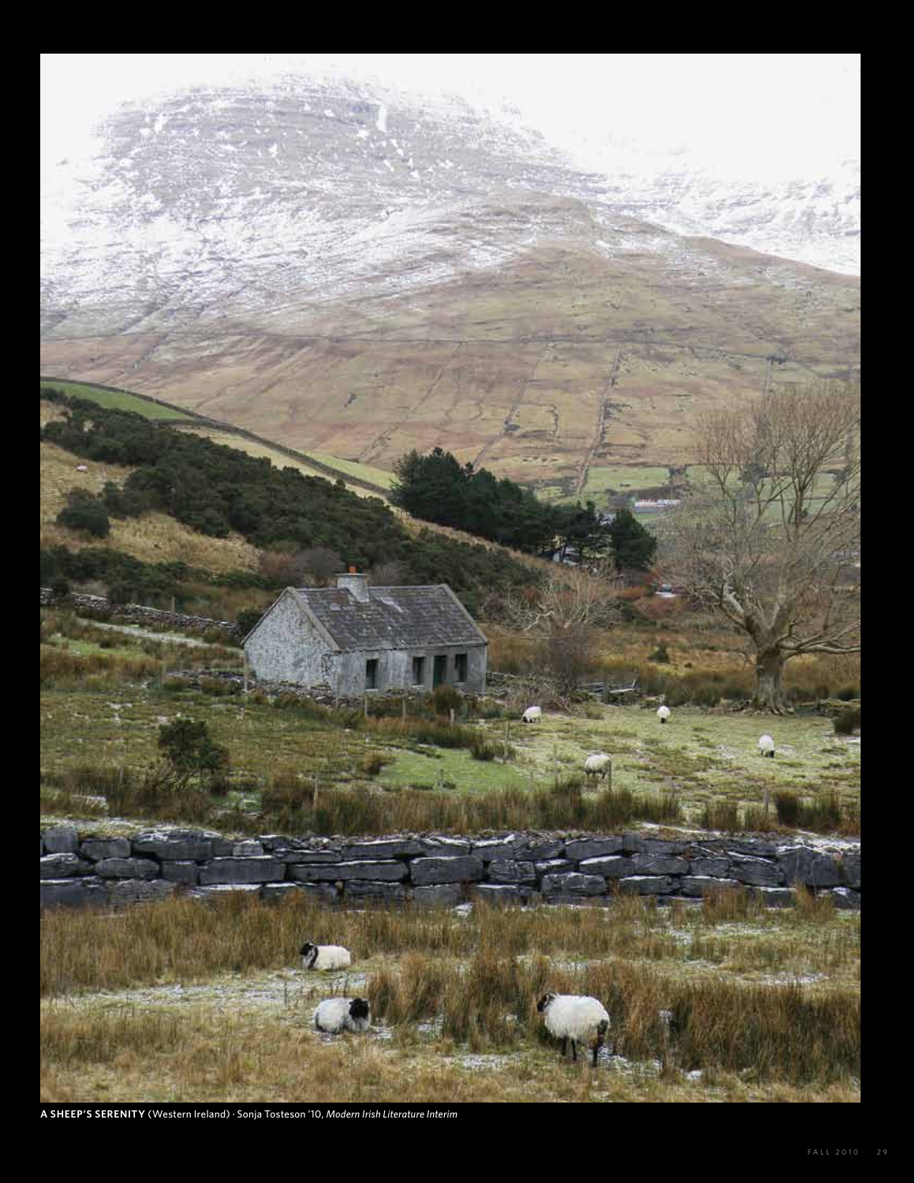**A SHEEP'S SERENITY** (Western Ireland) · Sonja Tosteson '10, *Modern Irish Literature Interim*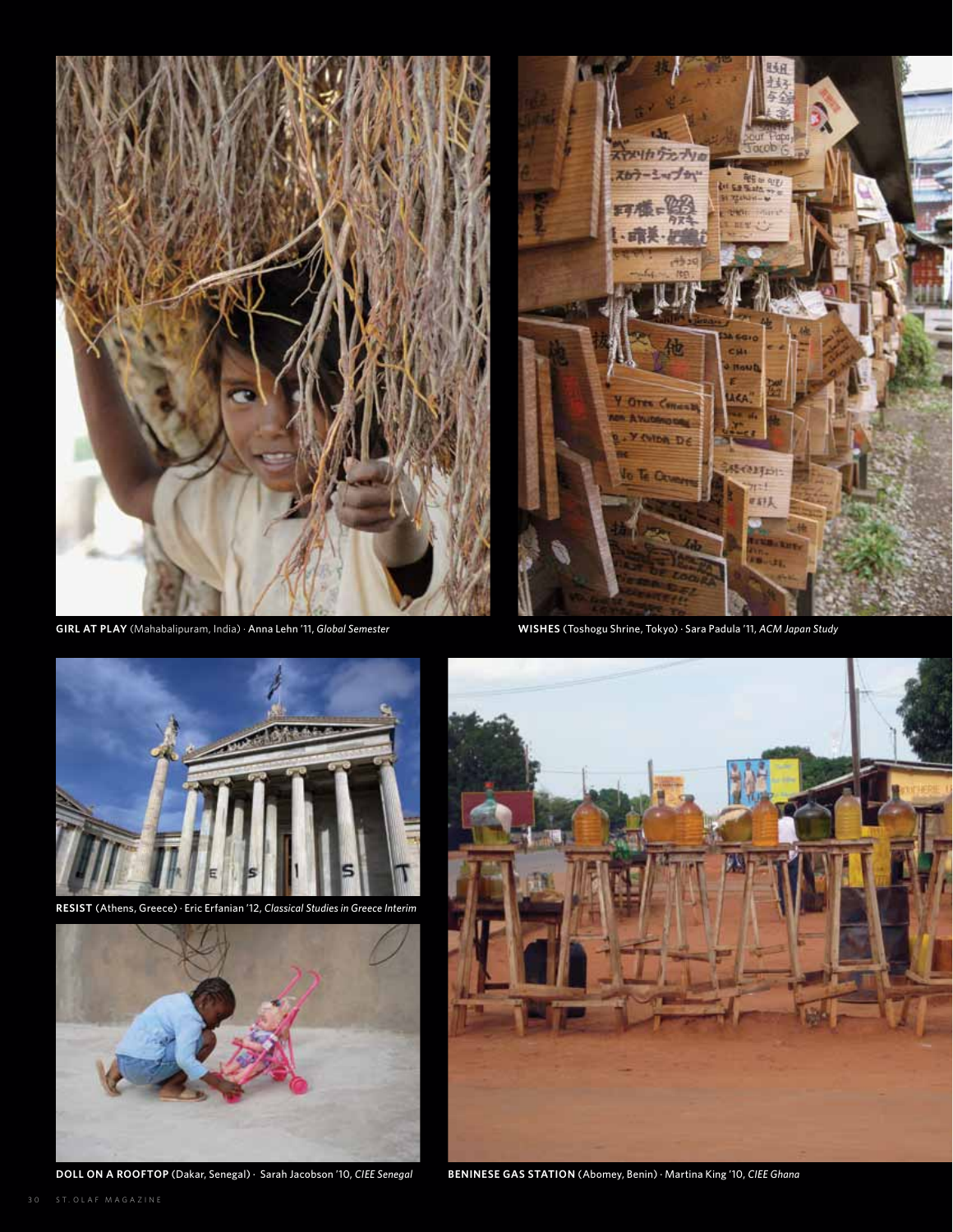**GIRL AT PLAY** (Mahabalipuram, India) · Anna Lehn '11, *Global Semester*

**WISHES** (Toshogu Shrine, Tokyo) · Sara Padula '11, *ACM Japan Study*

**RESIST** (Athens, Greece) · Eric Erfanian '12, *Classical Studies in Greece Interim*

**DOLL ON A ROOFTOP** (Dakar, Senegal) · Sarah Jacobson '10, *CIEE Senegal*

**BENINESE GAS STATION** (Abomey, Benin) · Martina King '10, *CIEE Ghana*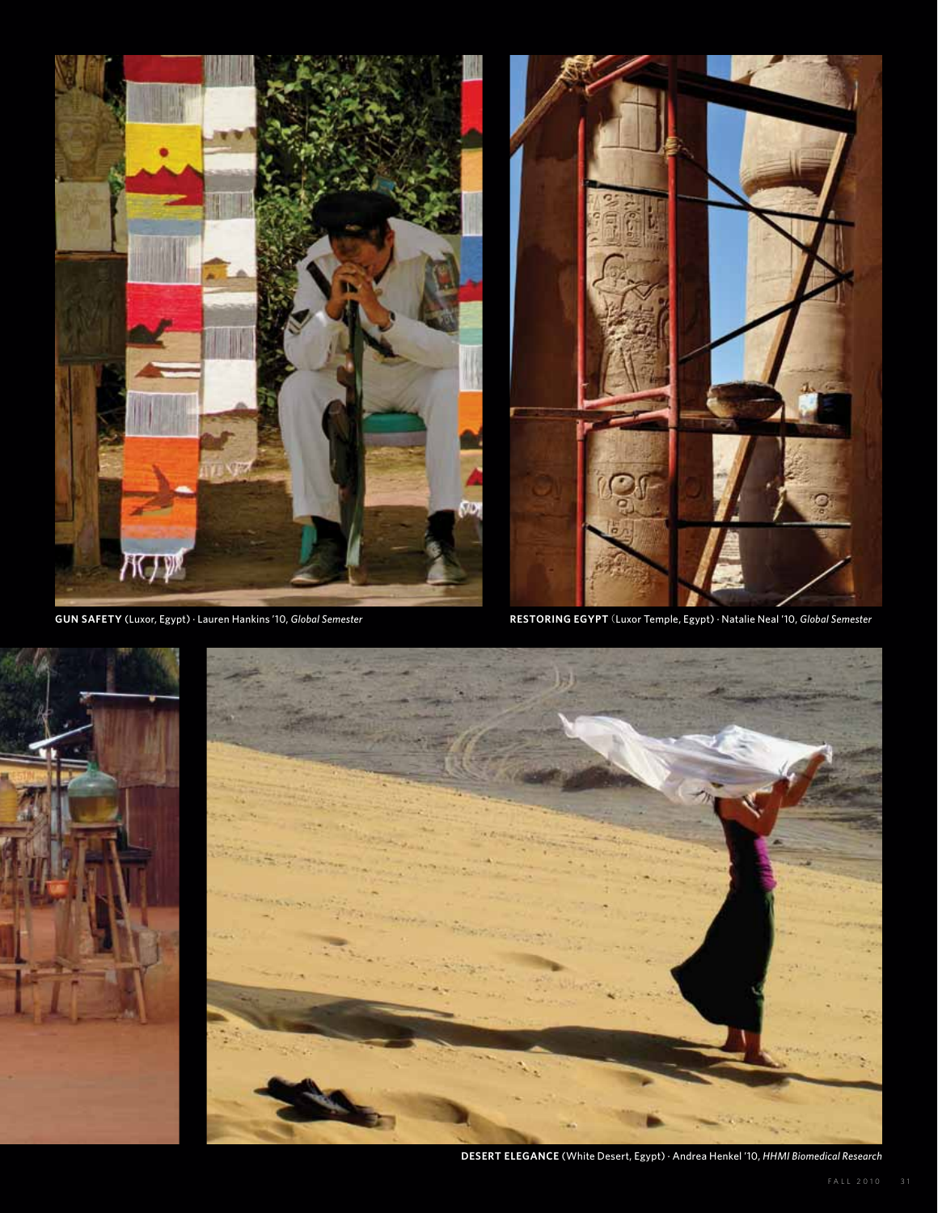**GUN SAFETY** (Luxor, Egypt) · Lauren Hankins '10, *Global Semester*

**RESTORING EGYPT** (Luxor Temple, Egypt) · Natalie Neal '10, *Global Semester*

**DESERT ELEGANCE** (White Desert, Egypt) · Andrea Henkel '10, *HHMI Biomedical Research*